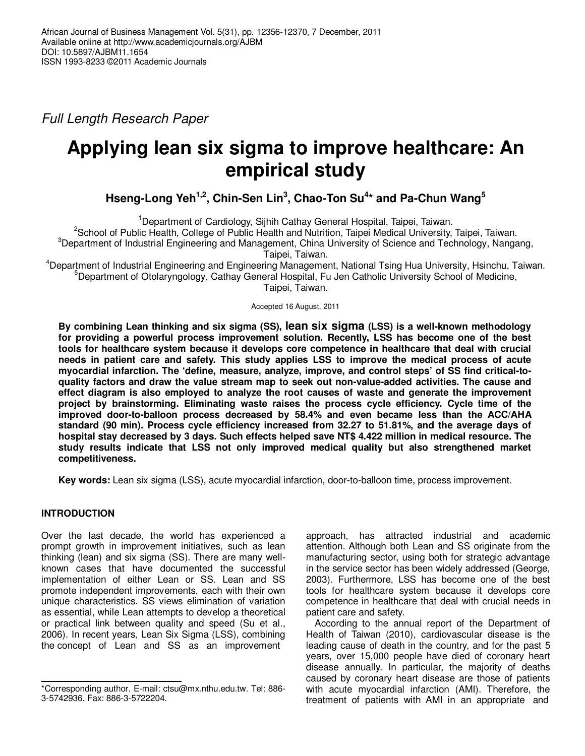African Journal of Business Management Vol. 5(31), pp. 12356-12370, 7 December, 2011
Available online at http://www.academicjournals.org/AJBM
DOI: 10.5897/AJBM11.1654
ISSN 1993-8233 ©2011 Academic Journals

*Full Length Research Paper*

# Applying lean six sigma to improve healthcare: An empirical study

**Hseng-Long Yeh[1,2], Chin-Sen Lin[3], Chao-Ton Su[4]* and Pa-Chun Wang[5]**

[1]Department of Cardiology, Sijhih Cathay General Hospital, Taipei, Taiwan.
[2]School of Public Health, College of Public Health and Nutrition, Taipei Medical University, Taipei, Taiwan.
[3]Department of Industrial Engineering and Management, China University of Science and Technology, Nangang, Taipei, Taiwan.
[4]Department of Industrial Engineering and Engineering Management, National Tsing Hua University, Hsinchu, Taiwan.
[5]Department of Otolaryngology, Cathay General Hospital, Fu Jen Catholic University School of Medicine, Taipei, Taiwan.

Accepted 16 August, 2011

**By combining Lean thinking and six sigma (SS), lean six sigma (LSS) is a well-known methodology for providing a powerful process improvement solution. Recently, LSS has become one of the best tools for healthcare system because it develops core competence in healthcare that deal with crucial needs in patient care and safety. This study applies LSS to improve the medical process of acute myocardial infarction. The 'define, measure, analyze, improve, and control steps' of SS find critical-to-quality factors and draw the value stream map to seek out non-value-added activities. The cause and effect diagram is also employed to analyze the root causes of waste and generate the improvement project by brainstorming. Eliminating waste raises the process cycle efficiency. Cycle time of the improved door-to-balloon process decreased by 58.4% and even became less than the ACC/AHA standard (90 min). Process cycle efficiency increased from 32.27 to 51.81%, and the average days of hospital stay decreased by 3 days. Such effects helped save NT$ 4.422 million in medical resource. The study results indicate that LSS not only improved medical quality but also strengthened market competitiveness.**

**Key words:** Lean six sigma (LSS), acute myocardial infarction, door-to-balloon time, process improvement.

## INTRODUCTION

Over the last decade, the world has experienced a prompt growth in improvement initiatives, such as lean thinking (lean) and six sigma (SS). There are many well-known cases that have documented the successful implementation of either Lean or SS. Lean and SS promote independent improvements, each with their own unique characteristics. SS views elimination of variation as essential, while Lean attempts to develop a theoretical or practical link between quality and speed (Su et al., 2006). In recent years, Lean Six Sigma (LSS), combining the concept of Lean and SS as an improvement approach, has attracted industrial and academic attention. Although both Lean and SS originate from the manufacturing sector, using both for strategic advantage in the service sector has been widely addressed (George, 2003). Furthermore, LSS has become one of the best tools for healthcare system because it develops core competence in healthcare that deal with crucial needs in patient care and safety.

According to the annual report of the Department of Health of Taiwan (2010), cardiovascular disease is the leading cause of death in the country, and for the past 5 years, over 15,000 people have died of coronary heart disease annually. In particular, the majority of deaths caused by coronary heart disease are those of patients with acute myocardial infarction (AMI). Therefore, the treatment of patients with AMI in an appropriate and

*Corresponding author. E-mail: ctsu@mx.nthu.edu.tw. Tel: 886-3-5742936. Fax: 886-3-5722204.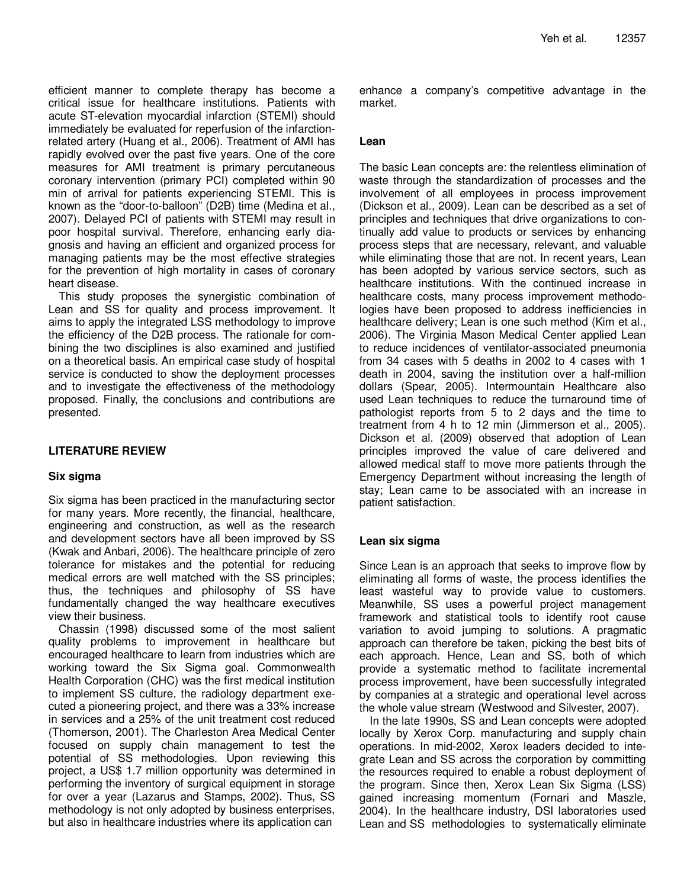efficient manner to complete therapy has become a critical issue for healthcare institutions. Patients with acute ST-elevation myocardial infarction (STEMI) should immediately be evaluated for reperfusion of the infarction-related artery (Huang et al., 2006). Treatment of AMI has rapidly evolved over the past five years. One of the core measures for AMI treatment is primary percutaneous coronary intervention (primary PCI) completed within 90 min of arrival for patients experiencing STEMI. This is known as the "door-to-balloon" (D2B) time (Medina et al., 2007). Delayed PCI of patients with STEMI may result in poor hospital survival. Therefore, enhancing early diagnosis and having an efficient and organized process for managing patients may be the most effective strategies for the prevention of high mortality in cases of coronary heart disease.

This study proposes the synergistic combination of Lean and SS for quality and process improvement. It aims to apply the integrated LSS methodology to improve the efficiency of the D2B process. The rationale for combining the two disciplines is also examined and justified on a theoretical basis. An empirical case study of hospital service is conducted to show the deployment processes and to investigate the effectiveness of the methodology proposed. Finally, the conclusions and contributions are presented.

## LITERATURE REVIEW

### Six sigma

Six sigma has been practiced in the manufacturing sector for many years. More recently, the financial, healthcare, engineering and construction, as well as the research and development sectors have all been improved by SS (Kwak and Anbari, 2006). The healthcare principle of zero tolerance for mistakes and the potential for reducing medical errors are well matched with the SS principles; thus, the techniques and philosophy of SS have fundamentally changed the way healthcare executives view their business.

Chassin (1998) discussed some of the most salient quality problems to improvement in healthcare but encouraged healthcare to learn from industries which are working toward the Six Sigma goal. Commonwealth Health Corporation (CHC) was the first medical institution to implement SS culture, the radiology department executed a pioneering project, and there was a 33% increase in services and a 25% of the unit treatment cost reduced (Thomerson, 2001). The Charleston Area Medical Center focused on supply chain management to test the potential of SS methodologies. Upon reviewing this project, a US$ 1.7 million opportunity was determined in performing the inventory of surgical equipment in storage for over a year (Lazarus and Stamps, 2002). Thus, SS methodology is not only adopted by business enterprises, but also in healthcare industries where its application can enhance a company's competitive advantage in the market.

### Lean

The basic Lean concepts are: the relentless elimination of waste through the standardization of processes and the involvement of all employees in process improvement (Dickson et al., 2009). Lean can be described as a set of principles and techniques that drive organizations to continually add value to products or services by enhancing process steps that are necessary, relevant, and valuable while eliminating those that are not. In recent years, Lean has been adopted by various service sectors, such as healthcare institutions. With the continued increase in healthcare costs, many process improvement methodologies have been proposed to address inefficiencies in healthcare delivery; Lean is one such method (Kim et al., 2006). The Virginia Mason Medical Center applied Lean to reduce incidences of ventilator-associated pneumonia from 34 cases with 5 deaths in 2002 to 4 cases with 1 death in 2004, saving the institution over a half-million dollars (Spear, 2005). Intermountain Healthcare also used Lean techniques to reduce the turnaround time of pathologist reports from 5 to 2 days and the time to treatment from 4 h to 12 min (Jimmerson et al., 2005). Dickson et al. (2009) observed that adoption of Lean principles improved the value of care delivered and allowed medical staff to move more patients through the Emergency Department without increasing the length of stay; Lean came to be associated with an increase in patient satisfaction.

### Lean six sigma

Since Lean is an approach that seeks to improve flow by eliminating all forms of waste, the process identifies the least wasteful way to provide value to customers. Meanwhile, SS uses a powerful project management framework and statistical tools to identify root cause variation to avoid jumping to solutions. A pragmatic approach can therefore be taken, picking the best bits of each approach. Hence, Lean and SS, both of which provide a systematic method to facilitate incremental process improvement, have been successfully integrated by companies at a strategic and operational level across the whole value stream (Westwood and Silvester, 2007).

In the late 1990s, SS and Lean concepts were adopted locally by Xerox Corp. manufacturing and supply chain operations. In mid-2002, Xerox leaders decided to integrate Lean and SS across the corporation by committing the resources required to enable a robust deployment of the program. Since then, Xerox Lean Six Sigma (LSS) gained increasing momentum (Fornari and Maszle, 2004). In the healthcare industry, DSI laboratories used Lean and SS methodologies to systematically eliminate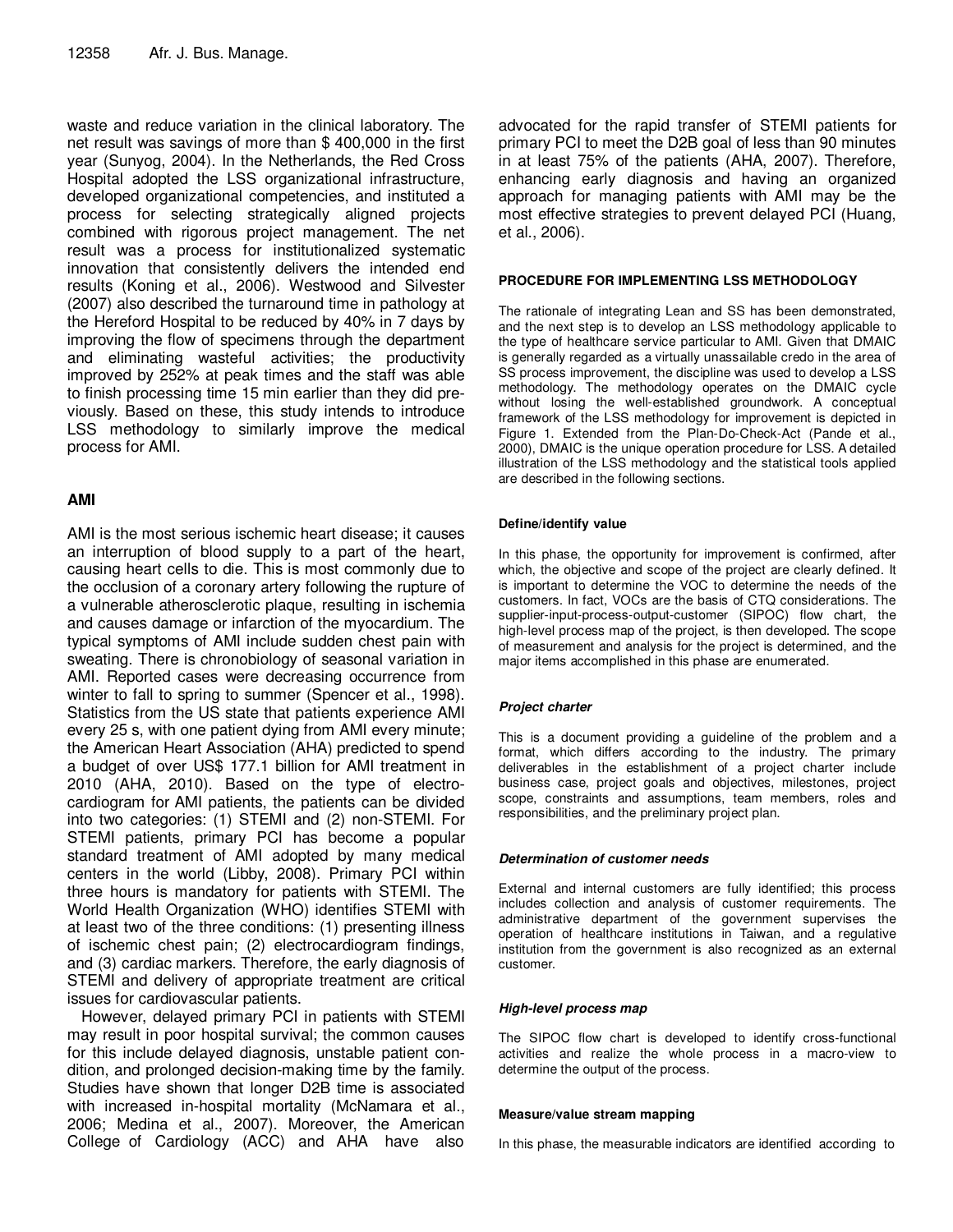waste and reduce variation in the clinical laboratory. The net result was savings of more than $ 400,000 in the first year (Sunyog, 2004). In the Netherlands, the Red Cross Hospital adopted the LSS organizational infrastructure, developed organizational competencies, and instituted a process for selecting strategically aligned projects combined with rigorous project management. The net result was a process for institutionalized systematic innovation that consistently delivers the intended end results (Koning et al., 2006). Westwood and Silvester (2007) also described the turnaround time in pathology at the Hereford Hospital to be reduced by 40% in 7 days by improving the flow of specimens through the department and eliminating wasteful activities; the productivity improved by 252% at peak times and the staff was able to finish processing time 15 min earlier than they did previously. Based on these, this study intends to introduce LSS methodology to similarly improve the medical process for AMI.

## AMI

AMI is the most serious ischemic heart disease; it causes an interruption of blood supply to a part of the heart, causing heart cells to die. This is most commonly due to the occlusion of a coronary artery following the rupture of a vulnerable atherosclerotic plaque, resulting in ischemia and causes damage or infarction of the myocardium. The typical symptoms of AMI include sudden chest pain with sweating. There is chronobiology of seasonal variation in AMI. Reported cases were decreasing occurrence from winter to fall to spring to summer (Spencer et al., 1998). Statistics from the US state that patients experience AMI every 25 s, with one patient dying from AMI every minute; the American Heart Association (AHA) predicted to spend a budget of over US$ 177.1 billion for AMI treatment in 2010 (AHA, 2010). Based on the type of electrocardiogram for AMI patients, the patients can be divided into two categories: (1) STEMI and (2) non-STEMI. For STEMI patients, primary PCI has become a popular standard treatment of AMI adopted by many medical centers in the world (Libby, 2008). Primary PCI within three hours is mandatory for patients with STEMI. The World Health Organization (WHO) identifies STEMI with at least two of the three conditions: (1) presenting illness of ischemic chest pain; (2) electrocardiogram findings, and (3) cardiac markers. Therefore, the early diagnosis of STEMI and delivery of appropriate treatment are critical issues for cardiovascular patients.

However, delayed primary PCI in patients with STEMI may result in poor hospital survival; the common causes for this include delayed diagnosis, unstable patient condition, and prolonged decision-making time by the family. Studies have shown that longer D2B time is associated with increased in-hospital mortality (McNamara et al., 2006; Medina et al., 2007). Moreover, the American College of Cardiology (ACC) and AHA have also advocated for the rapid transfer of STEMI patients for primary PCI to meet the D2B goal of less than 90 minutes in at least 75% of the patients (AHA, 2007). Therefore, enhancing early diagnosis and having an organized approach for managing patients with AMI may be the most effective strategies to prevent delayed PCI (Huang, et al., 2006).

## PROCEDURE FOR IMPLEMENTING LSS METHODOLOGY

The rationale of integrating Lean and SS has been demonstrated, and the next step is to develop an LSS methodology applicable to the type of healthcare service particular to AMI. Given that DMAIC is generally regarded as a virtually unassailable credo in the area of SS process improvement, the discipline was used to develop a LSS methodology. The methodology operates on the DMAIC cycle without losing the well-established groundwork. A conceptual framework of the LSS methodology for improvement is depicted in Figure 1. Extended from the Plan-Do-Check-Act (Pande et al., 2000), DMAIC is the unique operation procedure for LSS. A detailed illustration of the LSS methodology and the statistical tools applied are described in the following sections.

### Define/identify value

In this phase, the opportunity for improvement is confirmed, after which, the objective and scope of the project are clearly defined. It is important to determine the VOC to determine the needs of the customers. In fact, VOCs are the basis of CTQ considerations. The supplier-input-process-output-customer (SIPOC) flow chart, the high-level process map of the project, is then developed. The scope of measurement and analysis for the project is determined, and the major items accomplished in this phase are enumerated.

#### *Project charter*

This is a document providing a guideline of the problem and a format, which differs according to the industry. The primary deliverables in the establishment of a project charter include business case, project goals and objectives, milestones, project scope, constraints and assumptions, team members, roles and responsibilities, and the preliminary project plan.

#### *Determination of customer needs*

External and internal customers are fully identified; this process includes collection and analysis of customer requirements. The administrative department of the government supervises the operation of healthcare institutions in Taiwan, and a regulative institution from the government is also recognized as an external customer.

#### *High-level process map*

The SIPOC flow chart is developed to identify cross-functional activities and realize the whole process in a macro-view to determine the output of the process.

### Measure/value stream mapping

In this phase, the measurable indicators are identified according to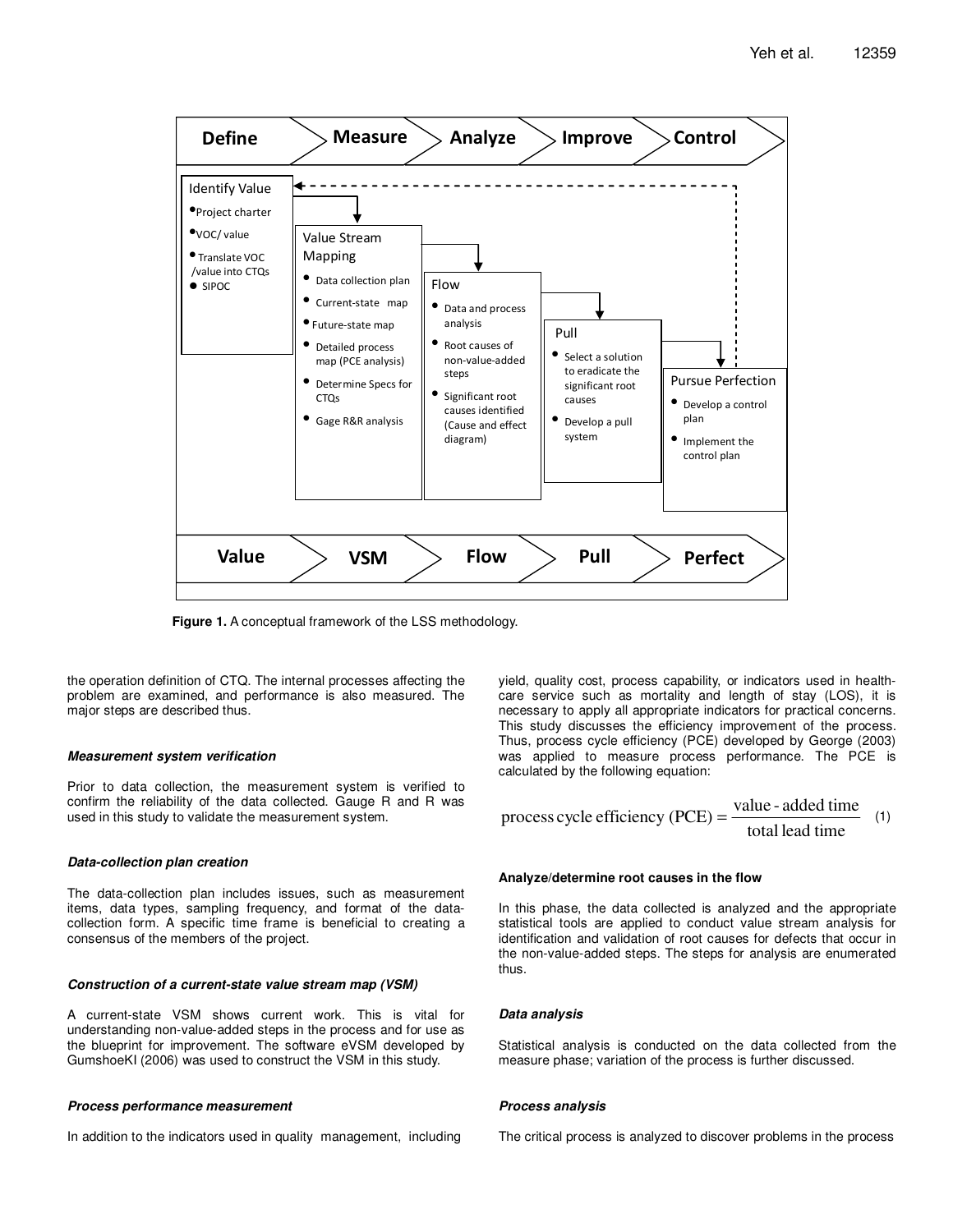**Figure 1.** A conceptual framework of the LSS methodology.

the operation definition of CTQ. The internal processes affecting the problem are examined, and performance is also measured. The major steps are described thus.

#### *Measurement system verification*

Prior to data collection, the measurement system is verified to confirm the reliability of the data collected. Gauge R and R was used in this study to validate the measurement system.

#### *Data-collection plan creation*

The data-collection plan includes issues, such as measurement items, data types, sampling frequency, and format of the data-collection form. A specific time frame is beneficial to creating a consensus of the members of the project.

#### *Construction of a current-state value stream map (VSM)*

A current-state VSM shows current work. This is vital for understanding non-value-added steps in the process and for use as the blueprint for improvement. The software eVSM developed by GumshoeKI (2006) was used to construct the VSM in this study.

#### *Process performance measurement*

In addition to the indicators used in quality management, including yield, quality cost, process capability, or indicators used in health-care service such as mortality and length of stay (LOS), it is necessary to apply all appropriate indicators for practical concerns. This study discusses the efficiency improvement of the process. Thus, process cycle efficiency (PCE) developed by George (2003) was applied to measure process performance. The PCE is calculated by the following equation:

$$\text{process cycle efficiency (PCE)} = \frac{\text{value - added time}}{\text{total lead time}} \quad (1)$$

### Analyze/determine root causes in the flow

In this phase, the data collected is analyzed and the appropriate statistical tools are applied to conduct value stream analysis for identification and validation of root causes for defects that occur in the non-value-added steps. The steps for analysis are enumerated thus.

#### *Data analysis*

Statistical analysis is conducted on the data collected from the measure phase; variation of the process is further discussed.

#### *Process analysis*

The critical process is analyzed to discover problems in the process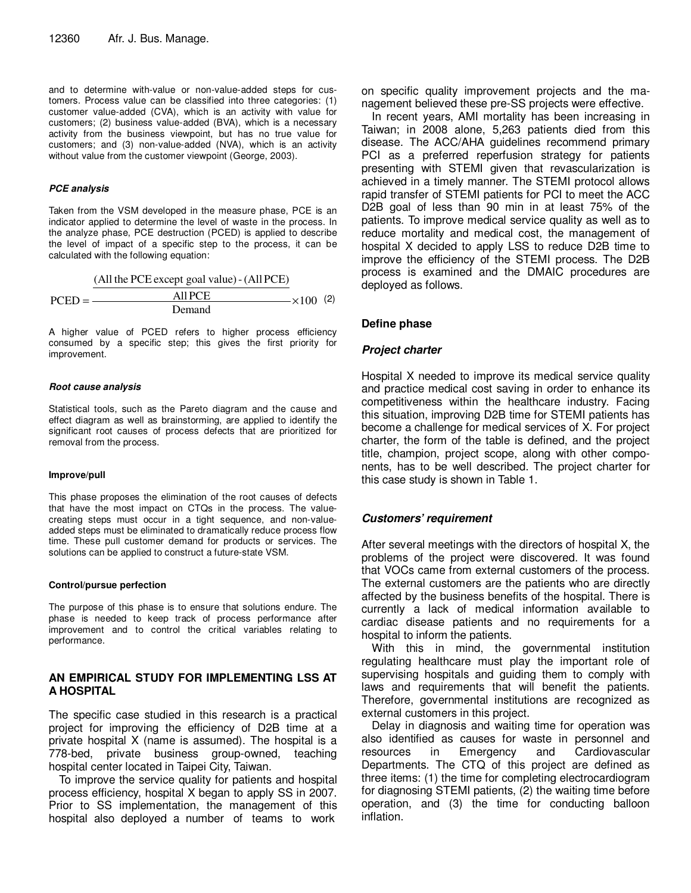and to determine with-value or non-value-added steps for customers. Process value can be classified into three categories: (1) customer value-added (CVA), which is an activity with value for customers; (2) business value-added (BVA), which is a necessary activity from the business viewpoint, but has no true value for customers; and (3) non-value-added (NVA), which is an activity without value from the customer viewpoint (George, 2003).

#### *PCE analysis*

Taken from the VSM developed in the measure phase, PCE is an indicator applied to determine the level of waste in the process. In the analyze phase, PCE destruction (PCED) is applied to describe the level of impact of a specific step to the process, it can be calculated with the following equation:

$$\text{PCED} = \frac{\dfrac{(\text{All the PCE except goal value}) - (\text{All PCE})}{\text{All PCE}}}{\text{Demand}} \times 100 \quad (2)$$

A higher value of PCED refers to higher process efficiency consumed by a specific step; this gives the first priority for improvement.

#### *Root cause analysis*

Statistical tools, such as the Pareto diagram and the cause and effect diagram as well as brainstorming, are applied to identify the significant root causes of process defects that are prioritized for removal from the process.

#### Improve/pull

This phase proposes the elimination of the root causes of defects that have the most impact on CTQs in the process. The value-creating steps must occur in a tight sequence, and non-value-added steps must be eliminated to dramatically reduce process flow time. These pull customer demand for products or services. The solutions can be applied to construct a future-state VSM.

#### Control/pursue perfection

The purpose of this phase is to ensure that solutions endure. The phase is needed to keep track of process performance after improvement and to control the critical variables relating to performance.

## AN EMPIRICAL STUDY FOR IMPLEMENTING LSS AT A HOSPITAL

The specific case studied in this research is a practical project for improving the efficiency of D2B time at a private hospital X (name is assumed). The hospital is a 778-bed, private business group-owned, teaching hospital center located in Taipei City, Taiwan.

To improve the service quality for patients and hospital process efficiency, hospital X began to apply SS in 2007. Prior to SS implementation, the management of this hospital also deployed a number of teams to work on specific quality improvement projects and the management believed these pre-SS projects were effective.

In recent years, AMI mortality has been increasing in Taiwan; in 2008 alone, 5,263 patients died from this disease. The ACC/AHA guidelines recommend primary PCI as a preferred reperfusion strategy for patients presenting with STEMI given that revascularization is achieved in a timely manner. The STEMI protocol allows rapid transfer of STEMI patients for PCI to meet the ACC D2B goal of less than 90 min in at least 75% of the patients. To improve medical service quality as well as to reduce mortality and medical cost, the management of hospital X decided to apply LSS to reduce D2B time to improve the efficiency of the STEMI process. The D2B process is examined and the DMAIC procedures are deployed as follows.

### Define phase

#### *Project charter*

Hospital X needed to improve its medical service quality and practice medical cost saving in order to enhance its competitiveness within the healthcare industry. Facing this situation, improving D2B time for STEMI patients has become a challenge for medical services of X. For project charter, the form of the table is defined, and the project title, champion, project scope, along with other components, has to be well described. The project charter for this case study is shown in Table 1.

#### *Customers' requirement*

After several meetings with the directors of hospital X, the problems of the project were discovered. It was found that VOCs came from external customers of the process. The external customers are the patients who are directly affected by the business benefits of the hospital. There is currently a lack of medical information available to cardiac disease patients and no requirements for a hospital to inform the patients.

With this in mind, the governmental institution regulating healthcare must play the important role of supervising hospitals and guiding them to comply with laws and requirements that will benefit the patients. Therefore, governmental institutions are recognized as external customers in this project.

Delay in diagnosis and waiting time for operation was also identified as causes for waste in personnel and resources in Emergency and Cardiovascular Departments. The CTQ of this project are defined as three items: (1) the time for completing electrocardiogram for diagnosing STEMI patients, (2) the waiting time before operation, and (3) the time for conducting balloon inflation.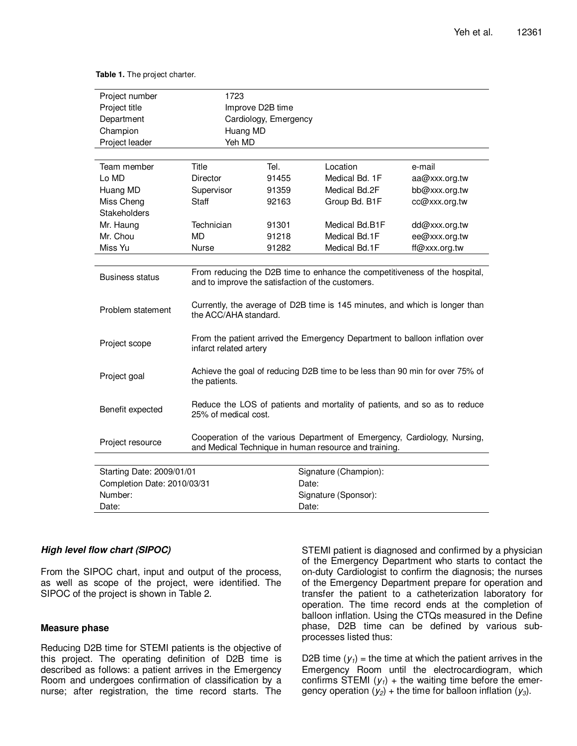**Table 1.** The project charter.

| | | | | |
|---|---|---|---|---|
| Project number | 1723 | | | |
| Project title | Improve D2B time | | | |
| Department | Cardiology, Emergency | | | |
| Champion | Huang MD | | | |
| Project leader | Yeh MD | | | |
| Team member | Title | Tel. | Location | e-mail |
| Lo MD | Director | 91455 | Medical Bd. 1F | aa@xxx.org.tw |
| Huang MD | Supervisor | 91359 | Medical Bd.2F | bb@xxx.org.tw |
| Miss Cheng | Staff | 92163 | Group Bd. B1F | cc@xxx.org.tw |
| Stakeholders | | | | |
| Mr. Haung | Technician | 91301 | Medical Bd.B1F | dd@xxx.org.tw |
| Mr. Chou | MD | 91218 | Medical Bd.1F | ee@xxx.org.tw |
| Miss Yu | Nurse | 91282 | Medical Bd.1F | ff@xxx.org.tw |
| Business status | From reducing the D2B time to enhance the competitiveness of the hospital, and to improve the satisfaction of the customers. | | | |
| Problem statement | Currently, the average of D2B time is 145 minutes, and which is longer than the ACC/AHA standard. | | | |
| Project scope | From the patient arrived the Emergency Department to balloon inflation over infarct related artery | | | |
| Project goal | Achieve the goal of reducing D2B time to be less than 90 min for over 75% of the patients. | | | |
| Benefit expected | Reduce the LOS of patients and mortality of patients, and so as to reduce 25% of medical cost. | | | |
| Project resource | Cooperation of the various Department of Emergency, Cardiology, Nursing, and Medical Technique in human resource and training. | | | |
| Starting Date: 2009/01/01 | | Signature (Champion): | | |
| Completion Date: 2010/03/31 | | Date: | | |
| Number: | | Signature (Sponsor): | | |
| Date: | | Date: | | |

### *High level flow chart (SIPOC)*

From the SIPOC chart, input and output of the process, as well as scope of the project, were identified. The SIPOC of the project is shown in Table 2.

### Measure phase

Reducing D2B time for STEMI patients is the objective of this project. The operating definition of D2B time is described as follows: a patient arrives in the Emergency Room and undergoes confirmation of classification by a nurse; after registration, the time record starts. The STEMI patient is diagnosed and confirmed by a physician of the Emergency Department who starts to contact the on-duty Cardiologist to confirm the diagnosis; the nurses of the Emergency Department prepare for operation and transfer the patient to a catheterization laboratory for operation. The time record ends at the completion of balloon inflation. Using the CTQs measured in the Define phase, D2B time can be defined by various sub-processes listed thus:

D2B time ($y_1$) = the time at which the patient arrives in the Emergency Room until the electrocardiogram, which confirms STEMI ($y_1$) + the waiting time before the emergency operation ($y_2$) + the time for balloon inflation ($y_3$).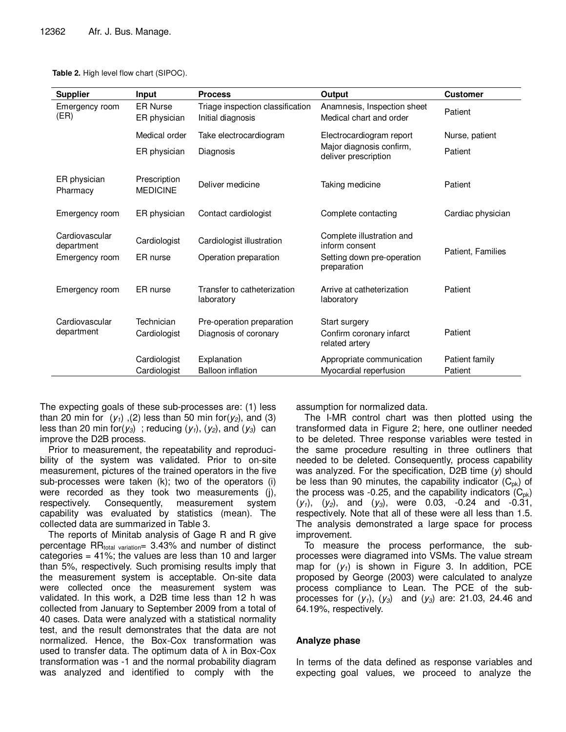**Table 2.** High level flow chart (SIPOC).

| Supplier | Input | Process | Output | Customer |
|---|---|---|---|---|
| Emergency room (ER) | ER Nurse<br>ER physician | Triage inspection classification<br>Initial diagnosis | Anamnesis, Inspection sheet<br>Medical chart and order | Patient |
| | Medical order | Take electrocardiogram | Electrocardiogram report | Nurse, patient |
| | ER physician | Diagnosis | Major diagnosis confirm, deliver prescription | Patient |
| ER physician<br>Pharmacy | Prescription<br>MEDICINE | Deliver medicine | Taking medicine | Patient |
| Emergency room | ER physician | Contact cardiologist | Complete contacting | Cardiac physician |
| Cardiovascular department | Cardiologist | Cardiologist illustration | Complete illustration and inform consent | Patient, Families |
| Emergency room | ER nurse | Operation preparation | Setting down pre-operation preparation | |
| Emergency room | ER nurse | Transfer to catheterization laboratory | Arrive at catheterization laboratory | Patient |
| Cardiovascular department | Technician<br>Cardiologist | Pre-operation preparation<br>Diagnosis of coronary | Start surgery<br>Confirm coronary infarct related artery | Patient |
| | Cardiologist | Explanation | Appropriate communication | Patient family |
| | Cardiologist | Balloon inflation | Myocardial reperfusion | Patient |

The expecting goals of these sub-processes are: (1) less than 20 min for ($y_1$) ,(2) less than 50 min for($y_2$), and (3) less than 20 min for($y_3$) ; reducing ($y_1$), ($y_2$), and ($y_3$) can improve the D2B process.

Prior to measurement, the repeatability and reproducibility of the system was validated. Prior to on-site measurement, pictures of the trained operators in the five sub-processes were taken (k); two of the operators (i) were recorded as they took two measurements (j), respectively. Consequently, measurement system capability was evaluated by statistics (mean). The collected data are summarized in Table 3.

The reports of Minitab analysis of Gage R and R give percentage $RR_{total\ variation}$= 3.43% and number of distinct categories = 41%; the values are less than 10 and larger than 5%, respectively. Such promising results imply that the measurement system is acceptable. On-site data were collected once the measurement system was validated. In this work, a D2B time less than 12 h was collected from January to September 2009 from a total of 40 cases. Data were analyzed with a statistical normality test, and the result demonstrates that the data are not normalized. Hence, the Box-Cox transformation was used to transfer data. The optimum data of λ in Box-Cox transformation was -1 and the normal probability diagram was analyzed and identified to comply with the assumption for normalized data.

The I-MR control chart was then plotted using the transformed data in Figure 2; here, one outliner needed to be deleted. Three response variables were tested in the same procedure resulting in three outliners that needed to be deleted. Consequently, process capability was analyzed. For the specification, D2B time ($y$) should be less than 90 minutes, the capability indicator ($C_{pk}$) of the process was -0.25, and the capability indicators ($C_{pk}$) ($y_1$), ($y_2$), and ($y_3$), were 0.03, -0.24 and -0.31, respectively. Note that all of these were all less than 1.5. The analysis demonstrated a large space for process improvement.

To measure the process performance, the sub-processes were diagramed into VSMs. The value stream map for ($y_1$) is shown in Figure 3. In addition, PCE proposed by George (2003) were calculated to analyze process compliance to Lean. The PCE of the sub-processes for ($y_1$), ($y_3$) and ($y_3$) are: 21.03, 24.46 and 64.19%, respectively.

## Analyze phase

In terms of the data defined as response variables and expecting goal values, we proceed to analyze the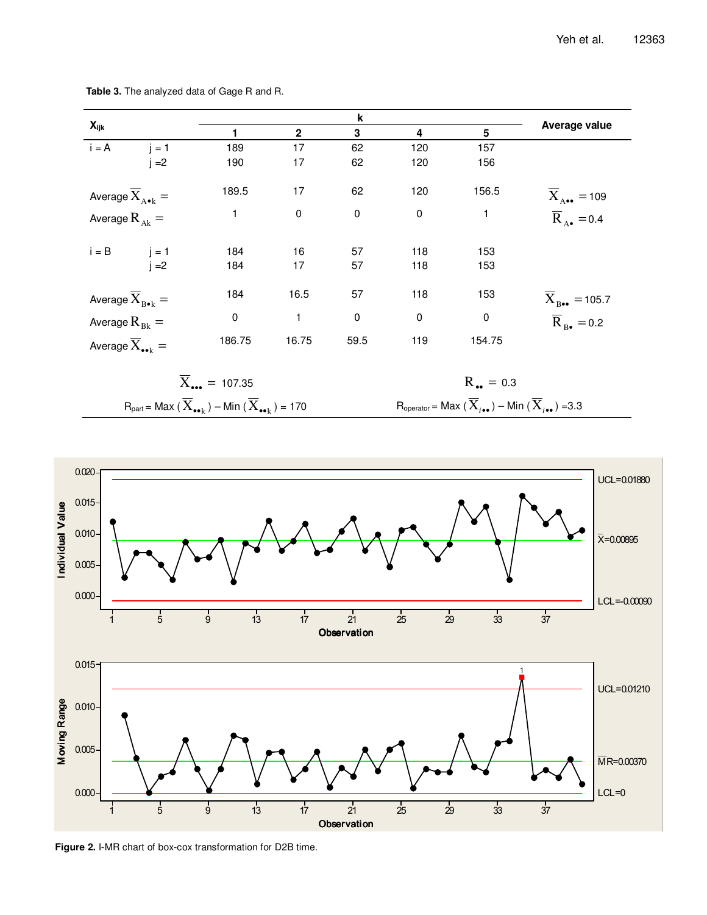**Table 3.** The analyzed data of Gage R and R.

| $X_{ijk}$ | | k | | | | | Average value |
|---|---|---|---|---|---|---|---|
| | | 1 | 2 | 3 | 4 | 5 | |
| i = A | j = 1 | 189 | 17 | 62 | 120 | 157 | |
| | j =2 | 190 | 17 | 62 | 120 | 156 | |
| Average $\overline{X}_{A\bullet k}$ = | | 189.5 | 17 | 62 | 120 | 156.5 | $\overline{X}_{A\bullet\bullet}$ = 109 |
| Average $R_{Ak}$ = | | 1 | 0 | 0 | 0 | 1 | $\overline{R}_{A\bullet}$ = 0.4 |
| i = B | j = 1 | 184 | 16 | 57 | 118 | 153 | |
| | j =2 | 184 | 17 | 57 | 118 | 153 | |
| Average $\overline{X}_{B\bullet k}$ = | | 184 | 16.5 | 57 | 118 | 153 | $\overline{X}_{B\bullet\bullet}$ = 105.7 |
| Average $R_{Bk}$ = | | 0 | 1 | 0 | 0 | 0 | $\overline{R}_{B\bullet}$ = 0.2 |
| Average $\overline{X}_{\bullet\bullet k}$ = | | 186.75 | 16.75 | 59.5 | 119 | 154.75 | |
| $\overline{X}_{\bullet\bullet\bullet}$ = 107.35 | | | | | $R_{\bullet\bullet}$ = 0.3 | | |
| $R_{part}$ = Max ($\overline{X}_{\bullet\bullet k}$) – Min ($\overline{X}_{\bullet\bullet k}$) = 170 | | | | | $R_{operator}$ = Max ($\overline{X}_{i\bullet\bullet}$) – Min ($\overline{X}_{i\bullet\bullet}$) =3.3 | | |

**Figure 2.** I-MR chart of box-cox transformation for D2B time.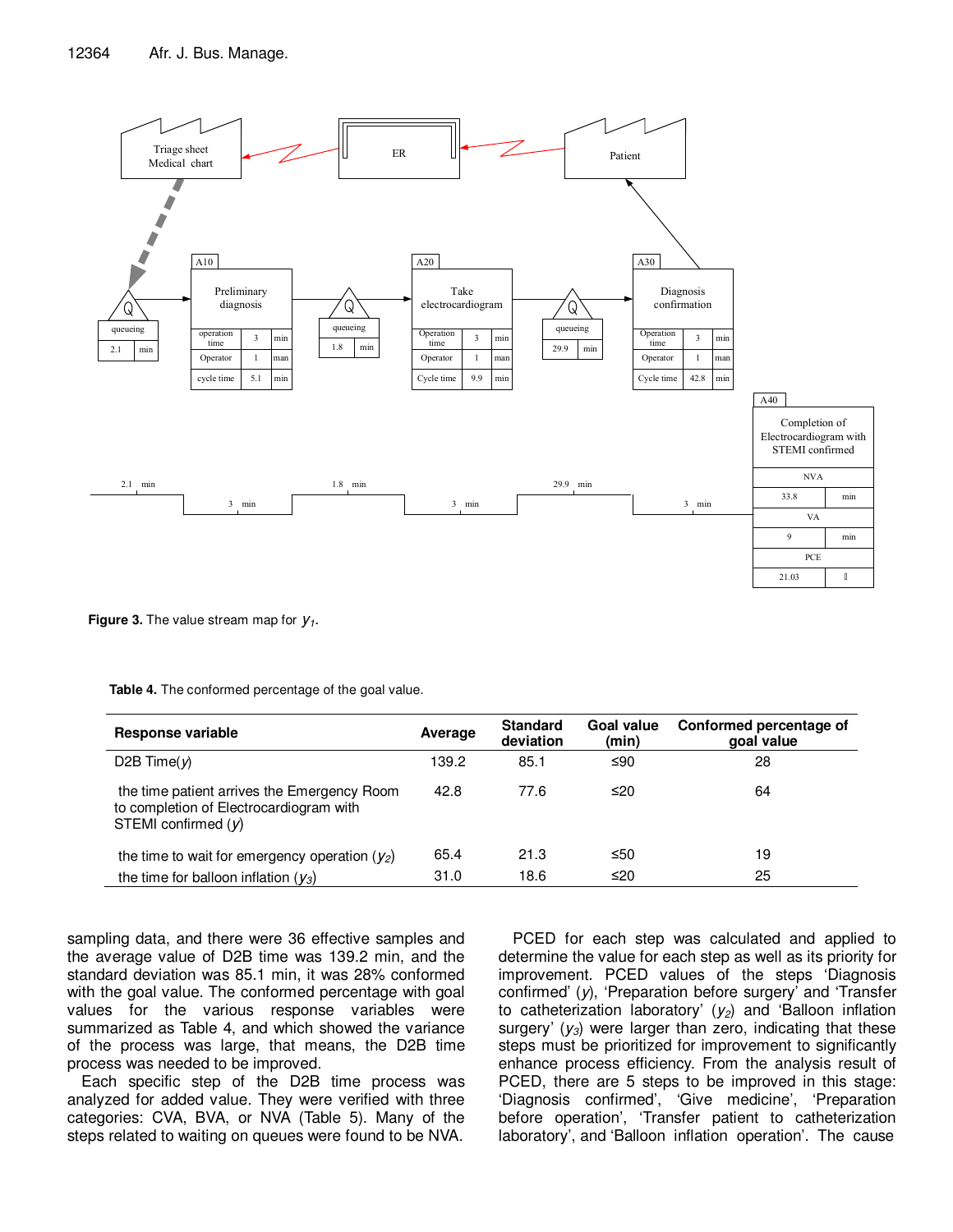**Figure 3.** The value stream map for $y_1$.

**Table 4.** The conformed percentage of the goal value.

| Response variable | Average | Standard deviation | Goal value (min) | Conformed percentage of goal value |
|---|---|---|---|---|
| D2B Time($y$) | 139.2 | 85.1 | ≤90 | 28 |
| the time patient arrives the Emergency Room to completion of Electrocardiogram with STEMI confirmed ($y$) | 42.8 | 77.6 | ≤20 | 64 |
| the time to wait for emergency operation ($y_2$) | 65.4 | 21.3 | ≤50 | 19 |
| the time for balloon inflation ($y_3$) | 31.0 | 18.6 | ≤20 | 25 |

sampling data, and there were 36 effective samples and the average value of D2B time was 139.2 min, and the standard deviation was 85.1 min, it was 28% conformed with the goal value. The conformed percentage with goal values for the various response variables were summarized as Table 4, and which showed the variance of the process was large, that means, the D2B time process was needed to be improved.

Each specific step of the D2B time process was analyzed for added value. They were verified with three categories: CVA, BVA, or NVA (Table 5). Many of the steps related to waiting on queues were found to be NVA.

PCED for each step was calculated and applied to determine the value for each step as well as its priority for improvement. PCED values of the steps 'Diagnosis confirmed' ($y$), 'Preparation before surgery' and 'Transfer to catheterization laboratory' ($y_2$) and 'Balloon inflation surgery' ($y_3$) were larger than zero, indicating that these steps must be prioritized for improvement to significantly enhance process efficiency. From the analysis result of PCED, there are 5 steps to be improved in this stage: 'Diagnosis confirmed', 'Give medicine', 'Preparation before operation', 'Transfer patient to catheterization laboratory', and 'Balloon inflation operation'. The cause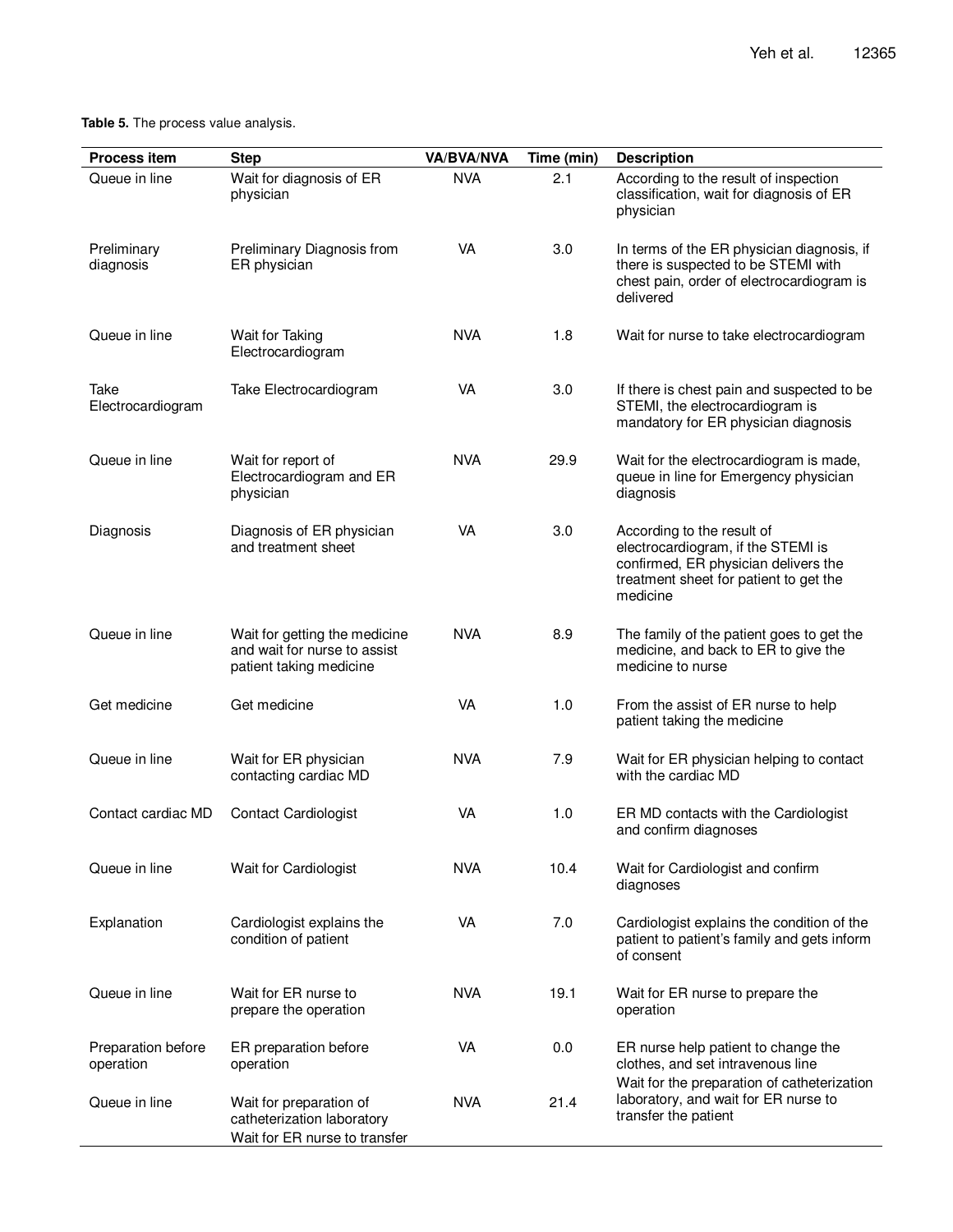**Table 5.** The process value analysis.

| Process item | Step | VA/BVA/NVA | Time (min) | Description |
|---|---|---|---|---|
| Queue in line | Wait for diagnosis of ER physician | NVA | 2.1 | According to the result of inspection classification, wait for diagnosis of ER physician |
| Preliminary diagnosis | Preliminary Diagnosis from ER physician | VA | 3.0 | In terms of the ER physician diagnosis, if there is suspected to be STEMI with chest pain, order of electrocardiogram is delivered |
| Queue in line | Wait for Taking Electrocardiogram | NVA | 1.8 | Wait for nurse to take electrocardiogram |
| Take Electrocardiogram | Take Electrocardiogram | VA | 3.0 | If there is chest pain and suspected to be STEMI, the electrocardiogram is mandatory for ER physician diagnosis |
| Queue in line | Wait for report of Electrocardiogram and ER physician | NVA | 29.9 | Wait for the electrocardiogram is made, queue in line for Emergency physician diagnosis |
| Diagnosis | Diagnosis of ER physician and treatment sheet | VA | 3.0 | According to the result of electrocardiogram, if the STEMI is confirmed, ER physician delivers the treatment sheet for patient to get the medicine |
| Queue in line | Wait for getting the medicine and wait for nurse to assist patient taking medicine | NVA | 8.9 | The family of the patient goes to get the medicine, and back to ER to give the medicine to nurse |
| Get medicine | Get medicine | VA | 1.0 | From the assist of ER nurse to help patient taking the medicine |
| Queue in line | Wait for ER physician contacting cardiac MD | NVA | 7.9 | Wait for ER physician helping to contact with the cardiac MD |
| Contact cardiac MD | Contact Cardiologist | VA | 1.0 | ER MD contacts with the Cardiologist and confirm diagnoses |
| Queue in line | Wait for Cardiologist | NVA | 10.4 | Wait for Cardiologist and confirm diagnoses |
| Explanation | Cardiologist explains the condition of patient | VA | 7.0 | Cardiologist explains the condition of the patient to patient's family and gets inform of consent |
| Queue in line | Wait for ER nurse to prepare the operation | NVA | 19.1 | Wait for ER nurse to prepare the operation |
| Preparation before operation | ER preparation before operation | VA | 0.0 | ER nurse help patient to change the clothes, and set intravenous line |
| Queue in line | Wait for preparation of catheterization laboratory Wait for ER nurse to transfer | NVA | 21.4 | Wait for the preparation of catheterization laboratory, and wait for ER nurse to transfer the patient |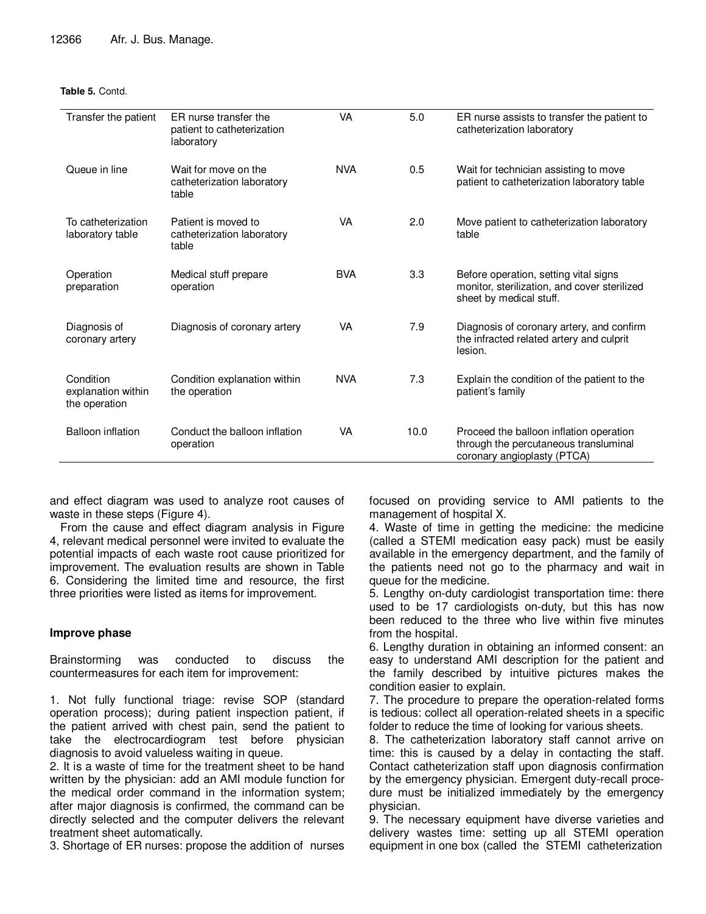**Table 5.** Contd.

| | | | | |
|---|---|---|---|---|
| Transfer the patient | ER nurse transfer the patient to catheterization laboratory | VA | 5.0 | ER nurse assists to transfer the patient to catheterization laboratory |
| Queue in line | Wait for move on the catheterization laboratory table | NVA | 0.5 | Wait for technician assisting to move patient to catheterization laboratory table |
| To catheterization laboratory table | Patient is moved to catheterization laboratory table | VA | 2.0 | Move patient to catheterization laboratory table |
| Operation preparation | Medical stuff prepare operation | BVA | 3.3 | Before operation, setting vital signs monitor, sterilization, and cover sterilized sheet by medical stuff. |
| Diagnosis of coronary artery | Diagnosis of coronary artery | VA | 7.9 | Diagnosis of coronary artery, and confirm the infracted related artery and culprit lesion. |
| Condition explanation within the operation | Condition explanation within the operation | NVA | 7.3 | Explain the condition of the patient to the patient's family |
| Balloon inflation | Conduct the balloon inflation operation | VA | 10.0 | Proceed the balloon inflation operation through the percutaneous transluminal coronary angioplasty (PTCA) |

and effect diagram was used to analyze root causes of waste in these steps (Figure 4).

From the cause and effect diagram analysis in Figure 4, relevant medical personnel were invited to evaluate the potential impacts of each waste root cause prioritized for improvement. The evaluation results are shown in Table 6. Considering the limited time and resource, the first three priorities were listed as items for improvement.

## Improve phase

Brainstorming was conducted to discuss the countermeasures for each item for improvement:

1. Not fully functional triage: revise SOP (standard operation process); during patient inspection patient, if the patient arrived with chest pain, send the patient to take the electrocardiogram test before physician diagnosis to avoid valueless waiting in queue.
2. It is a waste of time for the treatment sheet to be hand written by the physician: add an AMI module function for the medical order command in the information system; after major diagnosis is confirmed, the command can be directly selected and the computer delivers the relevant treatment sheet automatically.
3. Shortage of ER nurses: propose the addition of nurses focused on providing service to AMI patients to the management of hospital X.
4. Waste of time in getting the medicine: the medicine (called a STEMI medication easy pack) must be easily available in the emergency department, and the family of the patients need not go to the pharmacy and wait in queue for the medicine.
5. Lengthy on-duty cardiologist transportation time: there used to be 17 cardiologists on-duty, but this has now been reduced to the three who live within five minutes from the hospital.
6. Lengthy duration in obtaining an informed consent: an easy to understand AMI description for the patient and the family described by intuitive pictures makes the condition easier to explain.
7. The procedure to prepare the operation-related forms is tedious: collect all operation-related sheets in a specific folder to reduce the time of looking for various sheets.
8. The catheterization laboratory staff cannot arrive on time: this is caused by a delay in contacting the staff. Contact catheterization staff upon diagnosis confirmation by the emergency physician. Emergent duty-recall procedure must be initialized immediately by the emergency physician.
9. The necessary equipment have diverse varieties and delivery wastes time: setting up all STEMI operation equipment in one box (called the STEMI catheterization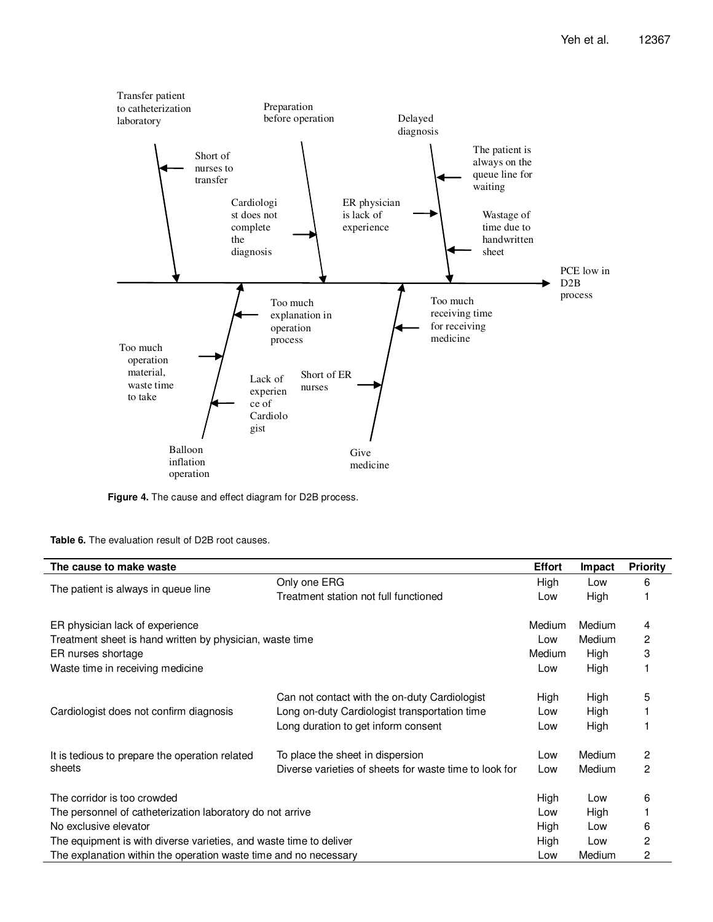**Figure 4.** The cause and effect diagram for D2B process.

**Table 6.** The evaluation result of D2B root causes.

| The cause to make waste | | Effort | Impact | Priority |
|---|---|---|---|---|
| The patient is always in queue line | Only one ERG | High | Low | 6 |
| | Treatment station not full functioned | Low | High | 1 |
| ER physician lack of experience | | Medium | Medium | 4 |
| Treatment sheet is hand written by physician, waste time | | Low | Medium | 2 |
| ER nurses shortage | | Medium | High | 3 |
| Waste time in receiving medicine | | Low | High | 1 |
| Cardiologist does not confirm diagnosis | Can not contact with the on-duty Cardiologist | High | High | 5 |
| | Long on-duty Cardiologist transportation time | Low | High | 1 |
| | Long duration to get inform consent | Low | High | 1 |
| It is tedious to prepare the operation related sheets | To place the sheet in dispersion | Low | Medium | 2 |
| | Diverse varieties of sheets for waste time to look for | Low | Medium | 2 |
| The corridor is too crowded | | High | Low | 6 |
| The personnel of catheterization laboratory do not arrive | | Low | High | 1 |
| No exclusive elevator | | High | Low | 6 |
| The equipment is with diverse varieties, and waste time to deliver | | High | Low | 2 |
| The explanation within the operation waste time and no necessary | | Low | Medium | 2 |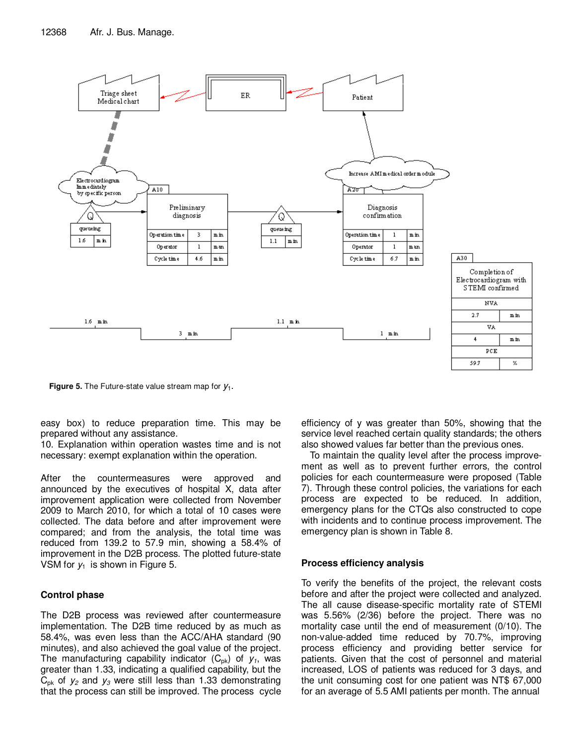Figure 5. The Future-state value stream map for $y_1$.

easy box) to reduce preparation time. This may be prepared without any assistance.
10. Explanation within operation wastes time and is not necessary: exempt explanation within the operation.

After the countermeasures were approved and announced by the executives of hospital X, data after improvement application were collected from November 2009 to March 2010, for which a total of 10 cases were collected. The data before and after improvement were compared; and from the analysis, the total time was reduced from 139.2 to 57.9 min, showing a 58.4% of improvement in the D2B process. The plotted future-state VSM for $y_1$ is shown in Figure 5.

## Control phase

The D2B process was reviewed after countermeasure implementation. The D2B time reduced by as much as 58.4%, was even less than the ACC/AHA standard (90 minutes), and also achieved the goal value of the project. The manufacturing capability indicator ($C_{pk}$) of $y_1$, was greater than 1.33, indicating a qualified capability, but the $C_{pk}$ of $y_2$ and $y_3$ were still less than 1.33 demonstrating that the process can still be improved. The process cycle efficiency of y was greater than 50%, showing that the service level reached certain quality standards; the others also showed values far better than the previous ones.

To maintain the quality level after the process improvement as well as to prevent further errors, the control policies for each countermeasure were proposed (Table 7). Through these control policies, the variations for each process are expected to be reduced. In addition, emergency plans for the CTQs also constructed to cope with incidents and to continue process improvement. The emergency plan is shown in Table 8.

## Process efficiency analysis

To verify the benefits of the project, the relevant costs before and after the project were collected and analyzed. The all cause disease-specific mortality rate of STEMI was 5.56% (2/36) before the project. There was no mortality case until the end of measurement (0/10). The non-value-added time reduced by 70.7%, improving process efficiency and providing better service for patients. Given that the cost of personnel and material increased, LOS of patients was reduced for 3 days, and the unit consuming cost for one patient was NT$ 67,000 for an average of 5.5 AMI patients per month. The annual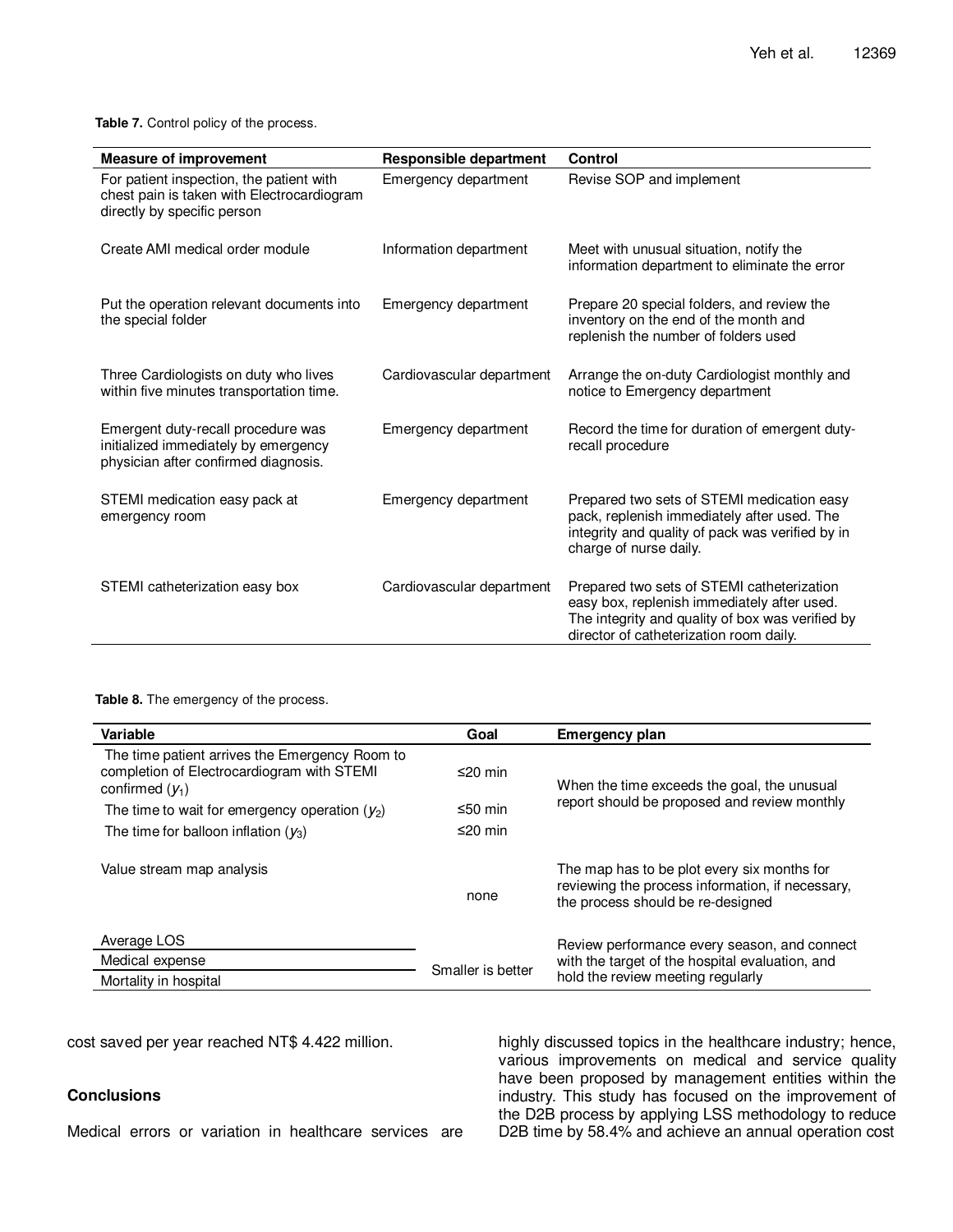**Table 7.** Control policy of the process.

| Measure of improvement | Responsible department | Control |
|---|---|---|
| For patient inspection, the patient with chest pain is taken with Electrocardiogram directly by specific person | Emergency department | Revise SOP and implement |
| Create AMI medical order module | Information department | Meet with unusual situation, notify the information department to eliminate the error |
| Put the operation relevant documents into the special folder | Emergency department | Prepare 20 special folders, and review the inventory on the end of the month and replenish the number of folders used |
| Three Cardiologists on duty who lives within five minutes transportation time. | Cardiovascular department | Arrange the on-duty Cardiologist monthly and notice to Emergency department |
| Emergent duty-recall procedure was initialized immediately by emergency physician after confirmed diagnosis. | Emergency department | Record the time for duration of emergent duty-recall procedure |
| STEMI medication easy pack at emergency room | Emergency department | Prepared two sets of STEMI medication easy pack, replenish immediately after used. The integrity and quality of pack was verified by in charge of nurse daily. |
| STEMI catheterization easy box | Cardiovascular department | Prepared two sets of STEMI catheterization easy box, replenish immediately after used. The integrity and quality of box was verified by director of catheterization room daily. |

**Table 8.** The emergency of the process.

| Variable | Goal | Emergency plan |
|---|---|---|
| The time patient arrives the Emergency Room to completion of Electrocardiogram with STEMI confirmed ($y_1$) | ≤20 min | When the time exceeds the goal, the unusual report should be proposed and review monthly |
| The time to wait for emergency operation ($y_2$) | ≤50 min | |
| The time for balloon inflation ($y_3$) | ≤20 min | |
| Value stream map analysis | none | The map has to be plot every six months for reviewing the process information, if necessary, the process should be re-designed |
| Average LOS | Smaller is better | Review performance every season, and connect with the target of the hospital evaluation, and hold the review meeting regularly |
| Medical expense | | |
| Mortality in hospital | | |

cost saved per year reached NT$ 4.422 million.

## Conclusions

Medical errors or variation in healthcare services are highly discussed topics in the healthcare industry; hence, various improvements on medical and service quality have been proposed by management entities within the industry. This study has focused on the improvement of the D2B process by applying LSS methodology to reduce D2B time by 58.4% and achieve an annual operation cost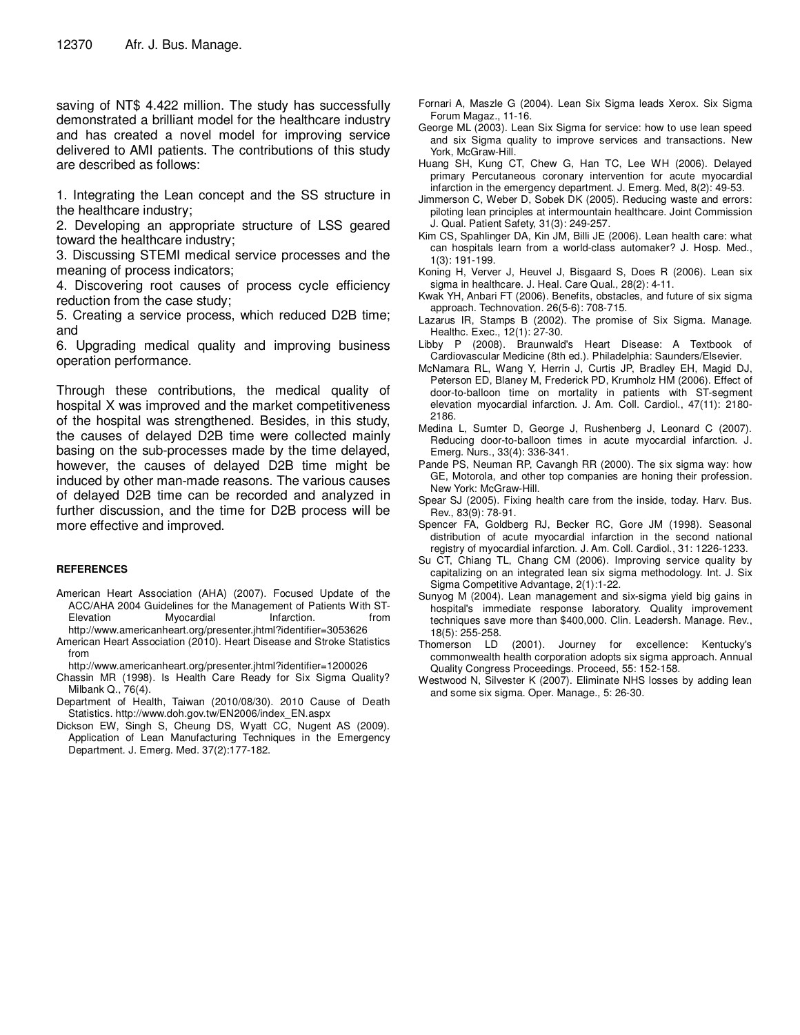saving of NT$ 4.422 million. The study has successfully demonstrated a brilliant model for the healthcare industry and has created a novel model for improving service delivered to AMI patients. The contributions of this study are described as follows:

1. Integrating the Lean concept and the SS structure in the healthcare industry;
2. Developing an appropriate structure of LSS geared toward the healthcare industry;
3. Discussing STEMI medical service processes and the meaning of process indicators;
4. Discovering root causes of process cycle efficiency reduction from the case study;
5. Creating a service process, which reduced D2B time; and
6. Upgrading medical quality and improving business operation performance.

Through these contributions, the medical quality of hospital X was improved and the market competitiveness of the hospital was strengthened. Besides, in this study, the causes of delayed D2B time were collected mainly basing on the sub-processes made by the time delayed, however, the causes of delayed D2B time might be induced by other man-made reasons. The various causes of delayed D2B time can be recorded and analyzed in further discussion, and the time for D2B process will be more effective and improved.

**REFERENCES**

American Heart Association (AHA) (2007). Focused Update of the ACC/AHA 2004 Guidelines for the Management of Patients With ST-Elevation Myocardial Infarction. from http://www.americanheart.org/presenter.jhtml?identifier=3053626

American Heart Association (2010). Heart Disease and Stroke Statistics from http://www.americanheart.org/presenter.jhtml?identifier=1200026

Chassin MR (1998). Is Health Care Ready for Six Sigma Quality? Milbank Q., 76(4).

Department of Health, Taiwan (2010/08/30). 2010 Cause of Death Statistics. http://www.doh.gov.tw/EN2006/index_EN.aspx

Dickson EW, Singh S, Cheung DS, Wyatt CC, Nugent AS (2009). Application of Lean Manufacturing Techniques in the Emergency Department. J. Emerg. Med. 37(2):177-182.

Fornari A, Maszle G (2004). Lean Six Sigma leads Xerox. Six Sigma Forum Magaz., 11-16.

George ML (2003). Lean Six Sigma for service: how to use lean speed and six Sigma quality to improve services and transactions. New York, McGraw-Hill.

Huang SH, Kung CT, Chew G, Han TC, Lee WH (2006). Delayed primary Percutaneous coronary intervention for acute myocardial infarction in the emergency department. J. Emerg. Med, 8(2): 49-53.

Jimmerson C, Weber D, Sobek DK (2005). Reducing waste and errors: piloting lean principles at intermountain healthcare. Joint Commission J. Qual. Patient Safety, 31(3): 249-257.

Kim CS, Spahlinger DA, Kin JM, Billi JE (2006). Lean health care: what can hospitals learn from a world-class automaker? J. Hosp. Med., 1(3): 191-199.

Koning H, Verver J, Heuvel J, Bisgaard S, Does R (2006). Lean six sigma in healthcare. J. Heal. Care Qual., 28(2): 4-11.

Kwak YH, Anbari FT (2006). Benefits, obstacles, and future of six sigma approach. Technovation. 26(5-6): 708-715.

Lazarus IR, Stamps B (2002). The promise of Six Sigma. Manage. Healthc. Exec., 12(1): 27-30.

Libby P (2008). Braunwald's Heart Disease: A Textbook of Cardiovascular Medicine (8th ed.). Philadelphia: Saunders/Elsevier.

McNamara RL, Wang Y, Herrin J, Curtis JP, Bradley EH, Magid DJ, Peterson ED, Blaney M, Frederick PD, Krumholz HM (2006). Effect of door-to-balloon time on mortality in patients with ST-segment elevation myocardial infarction. J. Am. Coll. Cardiol., 47(11): 2180-2186.

Medina L, Sumter D, George J, Rushenberg J, Leonard C (2007). Reducing door-to-balloon times in acute myocardial infarction. J. Emerg. Nurs., 33(4): 336-341.

Pande PS, Neuman RP, Cavangh RR (2000). The six sigma way: how GE, Motorola, and other top companies are honing their profession. New York: McGraw-Hill.

Spear SJ (2005). Fixing health care from the inside, today. Harv. Bus. Rev., 83(9): 78-91.

Spencer FA, Goldberg RJ, Becker RC, Gore JM (1998). Seasonal distribution of acute myocardial infarction in the second national registry of myocardial infarction. J. Am. Coll. Cardiol., 31: 1226-1233.

Su CT, Chiang TL, Chang CM (2006). Improving service quality by capitalizing on an integrated lean six sigma methodology. Int. J. Six Sigma Competitive Advantage, 2(1):1-22.

Sunyog M (2004). Lean management and six-sigma yield big gains in hospital's immediate response laboratory. Quality improvement techniques save more than $400,000. Clin. Leadersh. Manage. Rev., 18(5): 255-258.

Thomerson LD (2001). Journey for excellence: Kentucky's commonwealth health corporation adopts six sigma approach. Annual Quality Congress Proceedings. Proceed, 55: 152-158.

Westwood N, Silvester K (2007). Eliminate NHS losses by adding lean and some six sigma. Oper. Manage., 5: 26-30.